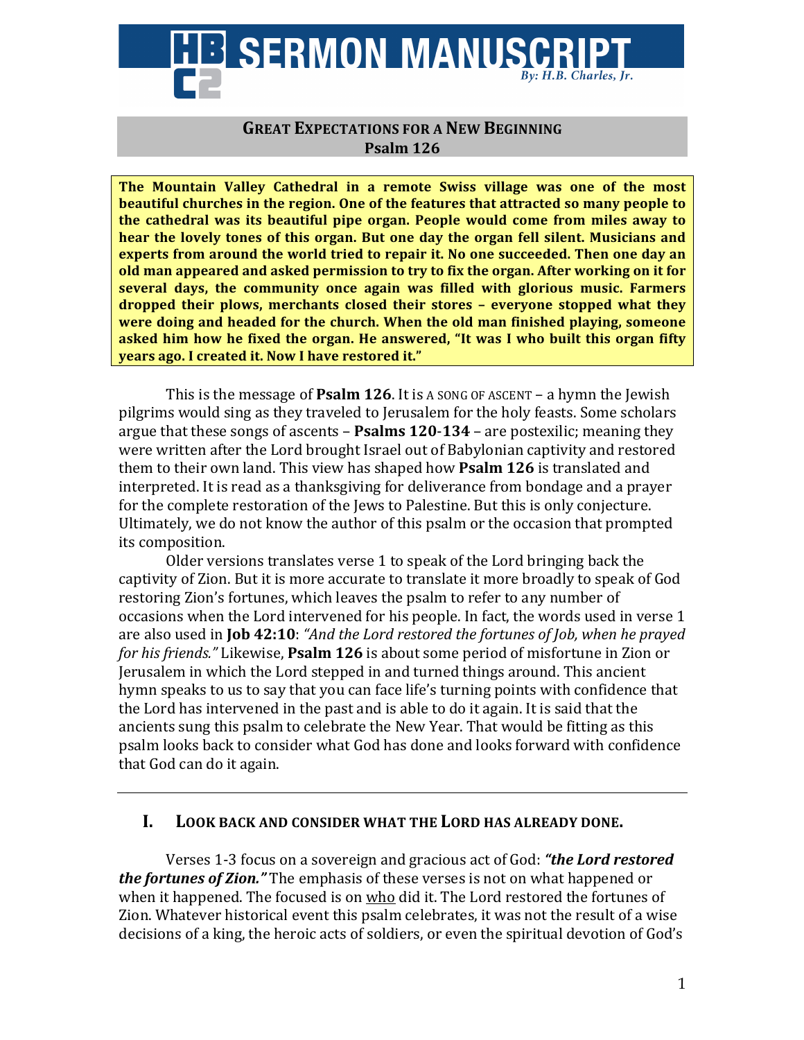# SERMON MANUSCRIPT

*By: H.B. Charles, Jr.*

## GREAT EXPECTATIONS FOR A NEW BEGINNING
## Psalm 126

**The Mountain Valley Cathedral in a remote Swiss village was one of the most beautiful churches in the region. One of the features that attracted so many people to the cathedral was its beautiful pipe organ. People would come from miles away to hear the lovely tones of this organ. But one day the organ fell silent. Musicians and experts from around the world tried to repair it. No one succeeded. Then one day an old man appeared and asked permission to try to fix the organ. After working on it for several days, the community once again was filled with glorious music. Farmers dropped their plows, merchants closed their stores – everyone stopped what they were doing and headed for the church. When the old man finished playing, someone asked him how he fixed the organ. He answered, "It was I who built this organ fifty years ago. I created it. Now I have restored it."**

This is the message of **Psalm 126**. It is A SONG OF ASCENT – a hymn the Jewish pilgrims would sing as they traveled to Jerusalem for the holy feasts. Some scholars argue that these songs of ascents – **Psalms 120-134** – are postexilic; meaning they were written after the Lord brought Israel out of Babylonian captivity and restored them to their own land. This view has shaped how **Psalm 126** is translated and interpreted. It is read as a thanksgiving for deliverance from bondage and a prayer for the complete restoration of the Jews to Palestine. But this is only conjecture. Ultimately, we do not know the author of this psalm or the occasion that prompted its composition.

Older versions translates verse 1 to speak of the Lord bringing back the captivity of Zion. But it is more accurate to translate it more broadly to speak of God restoring Zion's fortunes, which leaves the psalm to refer to any number of occasions when the Lord intervened for his people. In fact, the words used in verse 1 are also used in **Job 42:10**: *"And the Lord restored the fortunes of Job, when he prayed for his friends."* Likewise, **Psalm 126** is about some period of misfortune in Zion or Jerusalem in which the Lord stepped in and turned things around. This ancient hymn speaks to us to say that you can face life's turning points with confidence that the Lord has intervened in the past and is able to do it again. It is said that the ancients sung this psalm to celebrate the New Year. That would be fitting as this psalm looks back to consider what God has done and looks forward with confidence that God can do it again.

---

### I. LOOK BACK AND CONSIDER WHAT THE LORD HAS ALREADY DONE.

Verses 1-3 focus on a sovereign and gracious act of God: ***"the Lord restored the fortunes of Zion."*** The emphasis of these verses is not on what happened or when it happened. The focused is on <u>who</u> did it. The Lord restored the fortunes of Zion. Whatever historical event this psalm celebrates, it was not the result of a wise decisions of a king, the heroic acts of soldiers, or even the spiritual devotion of God's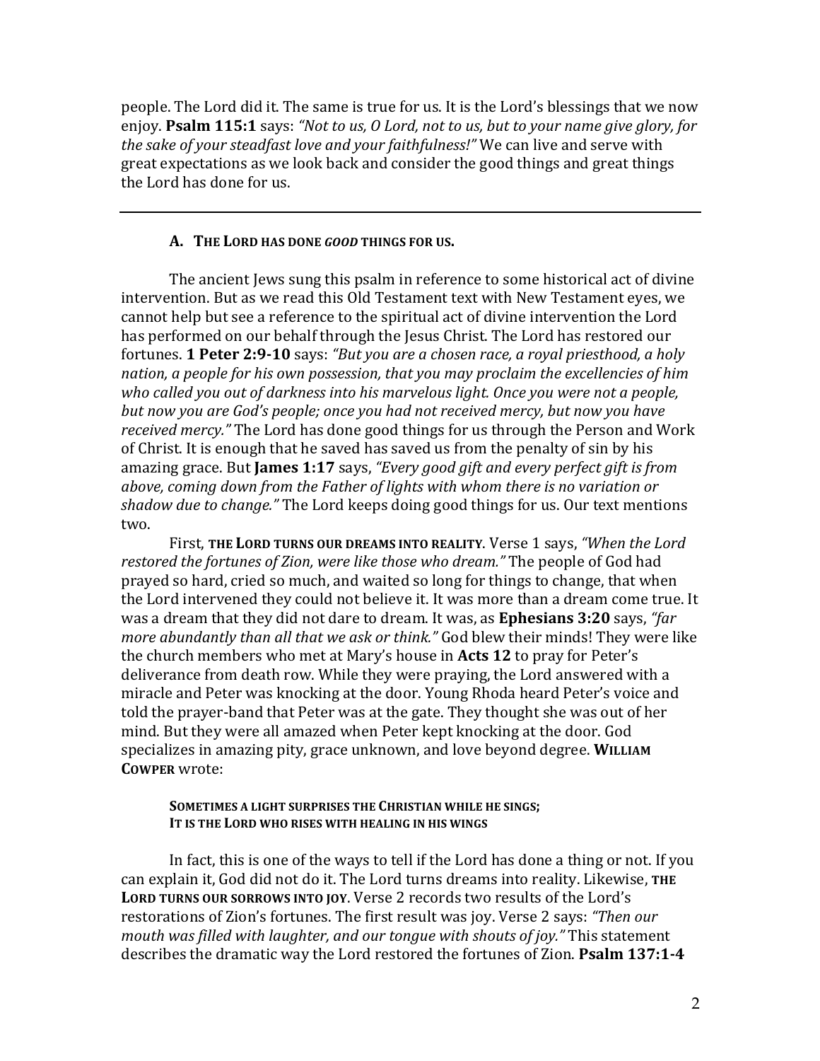people. The Lord did it. The same is true for us. It is the Lord's blessings that we now enjoy. **Psalm 115:1** says: *"Not to us, O Lord, not to us, but to your name give glory, for the sake of your steadfast love and your faithfulness!"* We can live and serve with great expectations as we look back and consider the good things and great things the Lord has done for us.

---

### A. THE LORD HAS DONE *GOOD* THINGS FOR US.

The ancient Jews sung this psalm in reference to some historical act of divine intervention. But as we read this Old Testament text with New Testament eyes, we cannot help but see a reference to the spiritual act of divine intervention the Lord has performed on our behalf through the Jesus Christ. The Lord has restored our fortunes. **1 Peter 2:9-10** says: *"But you are a chosen race, a royal priesthood, a holy nation, a people for his own possession, that you may proclaim the excellencies of him who called you out of darkness into his marvelous light. Once you were not a people, but now you are God's people; once you had not received mercy, but now you have received mercy."* The Lord has done good things for us through the Person and Work of Christ. It is enough that he saved has saved us from the penalty of sin by his amazing grace. But **James 1:17** says, *"Every good gift and every perfect gift is from above, coming down from the Father of lights with whom there is no variation or shadow due to change."* The Lord keeps doing good things for us. Our text mentions two.

First, **THE LORD TURNS OUR DREAMS INTO REALITY**. Verse 1 says, *"When the Lord restored the fortunes of Zion, were like those who dream."* The people of God had prayed so hard, cried so much, and waited so long for things to change, that when the Lord intervened they could not believe it. It was more than a dream come true. It was a dream that they did not dare to dream. It was, as **Ephesians 3:20** says, *"far more abundantly than all that we ask or think."* God blew their minds! They were like the church members who met at Mary's house in **Acts 12** to pray for Peter's deliverance from death row. While they were praying, the Lord answered with a miracle and Peter was knocking at the door. Young Rhoda heard Peter's voice and told the prayer-band that Peter was at the gate. They thought she was out of her mind. But they were all amazed when Peter kept knocking at the door. God specializes in amazing pity, grace unknown, and love beyond degree. **WILLIAM COWPER** wrote:

> **SOMETIMES A LIGHT SURPRISES THE CHRISTIAN WHILE HE SINGS;**
> **IT IS THE LORD WHO RISES WITH HEALING IN HIS WINGS**

In fact, this is one of the ways to tell if the Lord has done a thing or not. If you can explain it, God did not do it. The Lord turns dreams into reality. Likewise, **THE LORD TURNS OUR SORROWS INTO JOY**. Verse 2 records two results of the Lord's restorations of Zion's fortunes. The first result was joy. Verse 2 says: *"Then our mouth was filled with laughter, and our tongue with shouts of joy."* This statement describes the dramatic way the Lord restored the fortunes of Zion. **Psalm 137:1-4**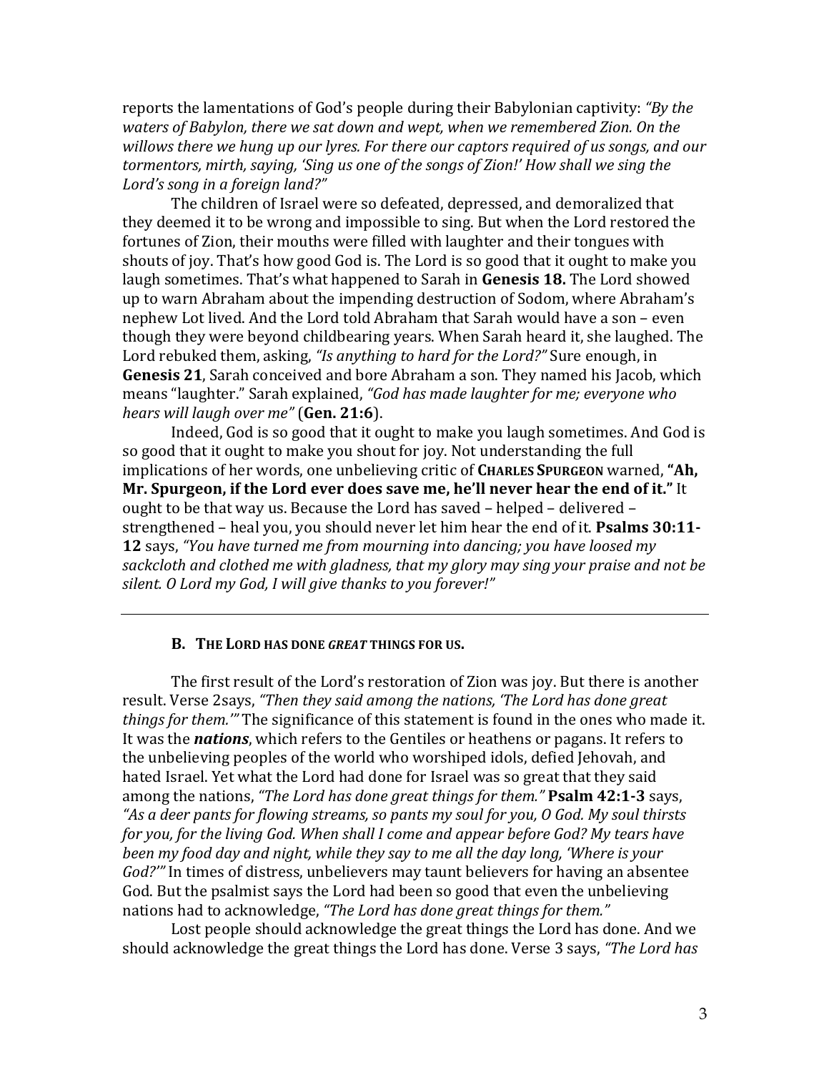reports the lamentations of God's people during their Babylonian captivity: *"By the waters of Babylon, there we sat down and wept, when we remembered Zion. On the willows there we hung up our lyres. For there our captors required of us songs, and our tormentors, mirth, saying, 'Sing us one of the songs of Zion!' How shall we sing the Lord's song in a foreign land?"*

The children of Israel were so defeated, depressed, and demoralized that they deemed it to be wrong and impossible to sing. But when the Lord restored the fortunes of Zion, their mouths were filled with laughter and their tongues with shouts of joy. That's how good God is. The Lord is so good that it ought to make you laugh sometimes. That's what happened to Sarah in **Genesis 18.** The Lord showed up to warn Abraham about the impending destruction of Sodom, where Abraham's nephew Lot lived. And the Lord told Abraham that Sarah would have a son – even though they were beyond childbearing years. When Sarah heard it, she laughed. The Lord rebuked them, asking, *"Is anything to hard for the Lord?"* Sure enough, in **Genesis 21**, Sarah conceived and bore Abraham a son. They named his Jacob, which means "laughter." Sarah explained, *"God has made laughter for me; everyone who hears will laugh over me"* (**Gen. 21:6**).

Indeed, God is so good that it ought to make you laugh sometimes. And God is so good that it ought to make you shout for joy. Not understanding the full implications of her words, one unbelieving critic of **CHARLES SPURGEON** warned, **"Ah, Mr. Spurgeon, if the Lord ever does save me, he'll never hear the end of it."** It ought to be that way us. Because the Lord has saved – helped – delivered – strengthened – heal you, you should never let him hear the end of it. **Psalms 30:11-12** says, *"You have turned me from mourning into dancing; you have loosed my sackcloth and clothed me with gladness, that my glory may sing your praise and not be silent. O Lord my God, I will give thanks to you forever!"*

---

### B. THE LORD HAS DONE *GREAT* THINGS FOR US.

The first result of the Lord's restoration of Zion was joy. But there is another result. Verse 2says, *"Then they said among the nations, 'The Lord has done great things for them.'"* The significance of this statement is found in the ones who made it. It was the ***nations***, which refers to the Gentiles or heathens or pagans. It refers to the unbelieving peoples of the world who worshiped idols, defied Jehovah, and hated Israel. Yet what the Lord had done for Israel was so great that they said among the nations, *"The Lord has done great things for them."* **Psalm 42:1-3** says, *"As a deer pants for flowing streams, so pants my soul for you, O God. My soul thirsts for you, for the living God. When shall I come and appear before God? My tears have been my food day and night, while they say to me all the day long, 'Where is your God?'"* In times of distress, unbelievers may taunt believers for having an absentee God. But the psalmist says the Lord had been so good that even the unbelieving nations had to acknowledge, *"The Lord has done great things for them."*

Lost people should acknowledge the great things the Lord has done. And we should acknowledge the great things the Lord has done. Verse 3 says, *"The Lord has*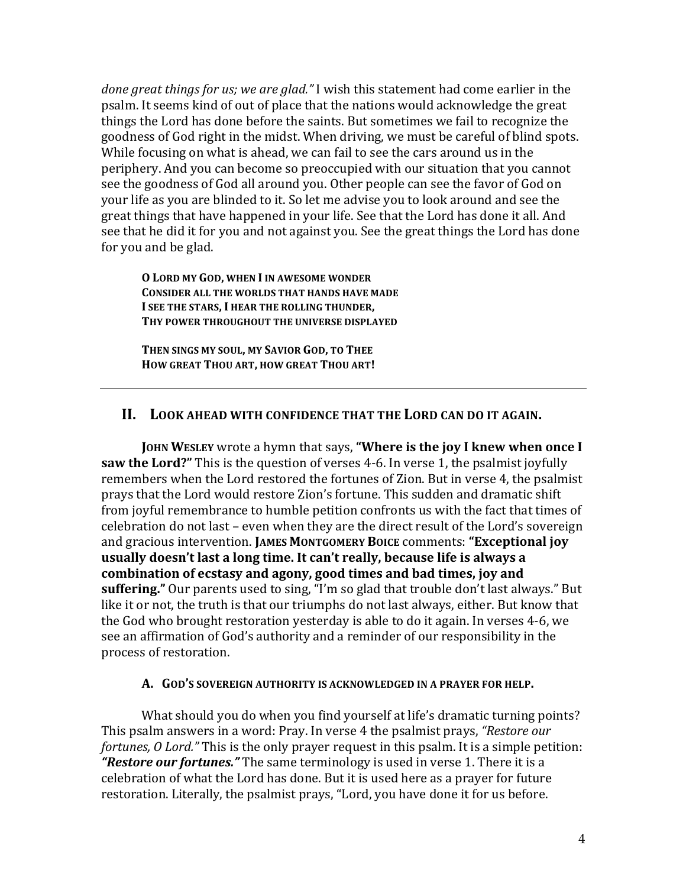*done great things for us; we are glad."* I wish this statement had come earlier in the psalm. It seems kind of out of place that the nations would acknowledge the great things the Lord has done before the saints. But sometimes we fail to recognize the goodness of God right in the midst. When driving, we must be careful of blind spots. While focusing on what is ahead, we can fail to see the cars around us in the periphery. And you can become so preoccupied with our situation that you cannot see the goodness of God all around you. Other people can see the favor of God on your life as you are blinded to it. So let me advise you to look around and see the great things that have happened in your life. See that the Lord has done it all. And see that he did it for you and not against you. See the great things the Lord has done for you and be glad.

> **O LORD MY GOD, WHEN I IN AWESOME WONDER**
> **CONSIDER ALL THE WORLDS THAT HANDS HAVE MADE**
> **I SEE THE STARS, I HEAR THE ROLLING THUNDER,**
> **THY POWER THROUGHOUT THE UNIVERSE DISPLAYED**
>
> **THEN SINGS MY SOUL, MY SAVIOR GOD, TO THEE**
> **HOW GREAT THOU ART, HOW GREAT THOU ART!**

---

## II. LOOK AHEAD WITH CONFIDENCE THAT THE LORD CAN DO IT AGAIN.

**JOHN WESLEY** wrote a hymn that says, **"Where is the joy I knew when once I saw the Lord?"** This is the question of verses 4-6. In verse 1, the psalmist joyfully remembers when the Lord restored the fortunes of Zion. But in verse 4, the psalmist prays that the Lord would restore Zion's fortune. This sudden and dramatic shift from joyful remembrance to humble petition confronts us with the fact that times of celebration do not last – even when they are the direct result of the Lord's sovereign and gracious intervention. **JAMES MONTGOMERY BOICE** comments: **"Exceptional joy usually doesn't last a long time. It can't really, because life is always a combination of ecstasy and agony, good times and bad times, joy and suffering."** Our parents used to sing, "I'm so glad that trouble don't last always." But like it or not, the truth is that our triumphs do not last always, either. But know that the God who brought restoration yesterday is able to do it again. In verses 4-6, we see an affirmation of God's authority and a reminder of our responsibility in the process of restoration.

### A. GOD'S SOVEREIGN AUTHORITY IS ACKNOWLEDGED IN A PRAYER FOR HELP.

What should you do when you find yourself at life's dramatic turning points? This psalm answers in a word: Pray. In verse 4 the psalmist prays, *"Restore our fortunes, O Lord."* This is the only prayer request in this psalm. It is a simple petition: ***"Restore our fortunes."*** The same terminology is used in verse 1. There it is a celebration of what the Lord has done. But it is used here as a prayer for future restoration. Literally, the psalmist prays, "Lord, you have done it for us before.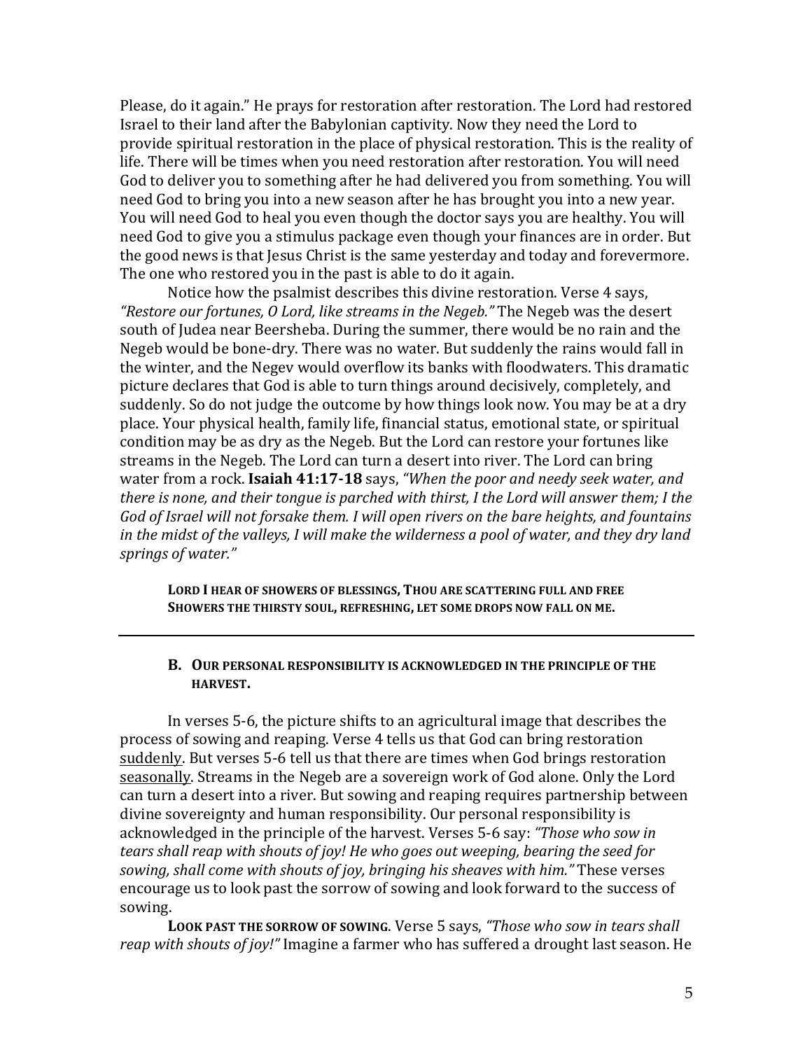Please, do it again." He prays for restoration after restoration. The Lord had restored Israel to their land after the Babylonian captivity. Now they need the Lord to provide spiritual restoration in the place of physical restoration. This is the reality of life. There will be times when you need restoration after restoration. You will need God to deliver you to something after he had delivered you from something. You will need God to bring you into a new season after he has brought you into a new year. You will need God to heal you even though the doctor says you are healthy. You will need God to give you a stimulus package even though your finances are in order. But the good news is that Jesus Christ is the same yesterday and today and forevermore. The one who restored you in the past is able to do it again.

Notice how the psalmist describes this divine restoration. Verse 4 says, *"Restore our fortunes, O Lord, like streams in the Negeb."* The Negeb was the desert south of Judea near Beersheba. During the summer, there would be no rain and the Negeb would be bone-dry. There was no water. But suddenly the rains would fall in the winter, and the Negev would overflow its banks with floodwaters. This dramatic picture declares that God is able to turn things around decisively, completely, and suddenly. So do not judge the outcome by how things look now. You may be at a dry place. Your physical health, family life, financial status, emotional state, or spiritual condition may be as dry as the Negeb. But the Lord can restore your fortunes like streams in the Negeb. The Lord can turn a desert into river. The Lord can bring water from a rock. **Isaiah 41:17-18** says, *"When the poor and needy seek water, and there is none, and their tongue is parched with thirst, I the Lord will answer them; I the God of Israel will not forsake them. I will open rivers on the bare heights, and fountains in the midst of the valleys, I will make the wilderness a pool of water, and they dry land springs of water."*

> **LORD I HEAR OF SHOWERS OF BLESSINGS, THOU ARE SCATTERING FULL AND FREE**
> **SHOWERS THE THIRSTY SOUL, REFRESHING, LET SOME DROPS NOW FALL ON ME.**

---

### B. OUR PERSONAL RESPONSIBILITY IS ACKNOWLEDGED IN THE PRINCIPLE OF THE HARVEST.

In verses 5-6, the picture shifts to an agricultural image that describes the process of sowing and reaping. Verse 4 tells us that God can bring restoration <u>suddenly</u>. But verses 5-6 tell us that there are times when God brings restoration <u>seasonally</u>. Streams in the Negeb are a sovereign work of God alone. Only the Lord can turn a desert into a river. But sowing and reaping requires partnership between divine sovereignty and human responsibility. Our personal responsibility is acknowledged in the principle of the harvest. Verses 5-6 say: *"Those who sow in tears shall reap with shouts of joy! He who goes out weeping, bearing the seed for sowing, shall come with shouts of joy, bringing his sheaves with him."* These verses encourage us to look past the sorrow of sowing and look forward to the success of sowing.

**LOOK PAST THE SORROW OF SOWING**. Verse 5 says, *"Those who sow in tears shall reap with shouts of joy!"* Imagine a farmer who has suffered a drought last season. He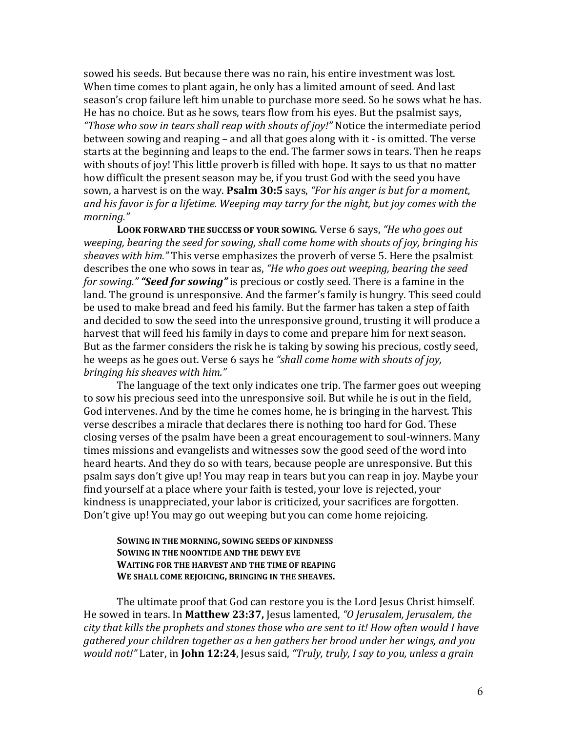sowed his seeds. But because there was no rain, his entire investment was lost. When time comes to plant again, he only has a limited amount of seed. And last season's crop failure left him unable to purchase more seed. So he sows what he has. He has no choice. But as he sows, tears flow from his eyes. But the psalmist says, *"Those who sow in tears shall reap with shouts of joy!"* Notice the intermediate period between sowing and reaping – and all that goes along with it - is omitted. The verse starts at the beginning and leaps to the end. The farmer sows in tears. Then he reaps with shouts of joy! This little proverb is filled with hope. It says to us that no matter how difficult the present season may be, if you trust God with the seed you have sown, a harvest is on the way. **Psalm 30:5** says, *"For his anger is but for a moment, and his favor is for a lifetime. Weeping may tarry for the night, but joy comes with the morning."*

**LOOK FORWARD THE SUCCESS OF YOUR SOWING.** Verse 6 says, *"He who goes out weeping, bearing the seed for sowing, shall come home with shouts of joy, bringing his sheaves with him."* This verse emphasizes the proverb of verse 5. Here the psalmist describes the one who sows in tear as, *"He who goes out weeping, bearing the seed for sowing."* ***"Seed for sowing"*** is precious or costly seed. There is a famine in the land. The ground is unresponsive. And the farmer's family is hungry. This seed could be used to make bread and feed his family. But the farmer has taken a step of faith and decided to sow the seed into the unresponsive ground, trusting it will produce a harvest that will feed his family in days to come and prepare him for next season. But as the farmer considers the risk he is taking by sowing his precious, costly seed, he weeps as he goes out. Verse 6 says he *"shall come home with shouts of joy, bringing his sheaves with him."*

The language of the text only indicates one trip. The farmer goes out weeping to sow his precious seed into the unresponsive soil. But while he is out in the field, God intervenes. And by the time he comes home, he is bringing in the harvest. This verse describes a miracle that declares there is nothing too hard for God. These closing verses of the psalm have been a great encouragement to soul-winners. Many times missions and evangelists and witnesses sow the good seed of the word into heard hearts. And they do so with tears, because people are unresponsive. But this psalm says don't give up! You may reap in tears but you can reap in joy. Maybe your find yourself at a place where your faith is tested, your love is rejected, your kindness is unappreciated, your labor is criticized, your sacrifices are forgotten. Don't give up! You may go out weeping but you can come home rejoicing.

> **SOWING IN THE MORNING, SOWING SEEDS OF KINDNESS**
> **SOWING IN THE NOONTIDE AND THE DEWY EVE**
> **WAITING FOR THE HARVEST AND THE TIME OF REAPING**
> **WE SHALL COME REJOICING, BRINGING IN THE SHEAVES.**

The ultimate proof that God can restore you is the Lord Jesus Christ himself. He sowed in tears. In **Matthew 23:37,** Jesus lamented, *"O Jerusalem, Jerusalem, the city that kills the prophets and stones those who are sent to it! How often would I have gathered your children together as a hen gathers her brood under her wings, and you would not!"* Later, in **John 12:24**, Jesus said, *"Truly, truly, I say to you, unless a grain*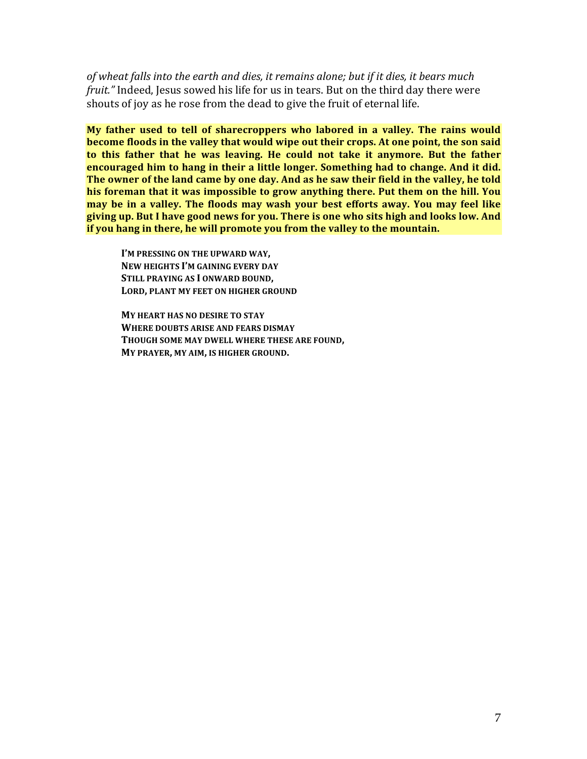*of wheat falls into the earth and dies, it remains alone; but if it dies, it bears much fruit."* Indeed, Jesus sowed his life for us in tears. But on the third day there were shouts of joy as he rose from the dead to give the fruit of eternal life.

**My father used to tell of sharecroppers who labored in a valley. The rains would become floods in the valley that would wipe out their crops. At one point, the son said to this father that he was leaving. He could not take it anymore. But the father encouraged him to hang in their a little longer. Something had to change. And it did. The owner of the land came by one day. And as he saw their field in the valley, he told his foreman that it was impossible to grow anything there. Put them on the hill. You may be in a valley. The floods may wash your best efforts away. You may feel like giving up. But I have good news for you. There is one who sits high and looks low. And if you hang in there, he will promote you from the valley to the mountain.**

> **I'M PRESSING ON THE UPWARD WAY,**
> **NEW HEIGHTS I'M GAINING EVERY DAY**
> **STILL PRAYING AS I ONWARD BOUND,**
> **LORD, PLANT MY FEET ON HIGHER GROUND**
>
> **MY HEART HAS NO DESIRE TO STAY**
> **WHERE DOUBTS ARISE AND FEARS DISMAY**
> **THOUGH SOME MAY DWELL WHERE THESE ARE FOUND,**
> **MY PRAYER, MY AIM, IS HIGHER GROUND.**